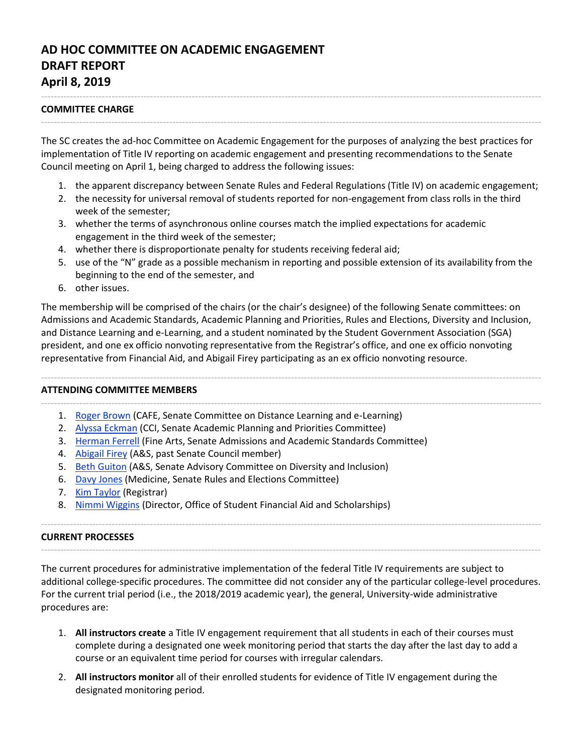# AD HOC COMMITTEE ON ACADEMIC ENGAGEMENT
# DRAFT REPORT
# April 8, 2019

---

## COMMITTEE CHARGE

---

The SC creates the ad-hoc Committee on Academic Engagement for the purposes of analyzing the best practices for implementation of Title IV reporting on academic engagement and presenting recommendations to the Senate Council meeting on April 1, being charged to address the following issues:

1. the apparent discrepancy between Senate Rules and Federal Regulations (Title IV) on academic engagement;
2. the necessity for universal removal of students reported for non-engagement from class rolls in the third week of the semester;
3. whether the terms of asynchronous online courses match the implied expectations for academic engagement in the third week of the semester;
4. whether there is disproportionate penalty for students receiving federal aid;
5. use of the "N" grade as a possible mechanism in reporting and possible extension of its availability from the beginning to the end of the semester, and
6. other issues.

The membership will be comprised of the chairs (or the chair's designee) of the following Senate committees: on Admissions and Academic Standards, Academic Planning and Priorities, Rules and Elections, Diversity and Inclusion, and Distance Learning and e-Learning, and a student nominated by the Student Government Association (SGA) president, and one ex officio nonvoting representative from the Registrar's office, and one ex officio nonvoting representative from Financial Aid, and Abigail Firey participating as an ex officio nonvoting resource.

---

## ATTENDING COMMITTEE MEMBERS

---

1. Roger Brown (CAFE, Senate Committee on Distance Learning and e-Learning)
2. Alyssa Eckman (CCI, Senate Academic Planning and Priorities Committee)
3. Herman Ferrell (Fine Arts, Senate Admissions and Academic Standards Committee)
4. Abigail Firey (A&S, past Senate Council member)
5. Beth Guiton (A&S, Senate Advisory Committee on Diversity and Inclusion)
6. Davy Jones (Medicine, Senate Rules and Elections Committee)
7. Kim Taylor (Registrar)
8. Nimmi Wiggins (Director, Office of Student Financial Aid and Scholarships)

---

## CURRENT PROCESSES

---

The current procedures for administrative implementation of the federal Title IV requirements are subject to additional college-specific procedures. The committee did not consider any of the particular college-level procedures. For the current trial period (i.e., the 2018/2019 academic year), the general, University-wide administrative procedures are:

1. **All instructors create** a Title IV engagement requirement that all students in each of their courses must complete during a designated one week monitoring period that starts the day after the last day to add a course or an equivalent time period for courses with irregular calendars.

2. **All instructors monitor** all of their enrolled students for evidence of Title IV engagement during the designated monitoring period.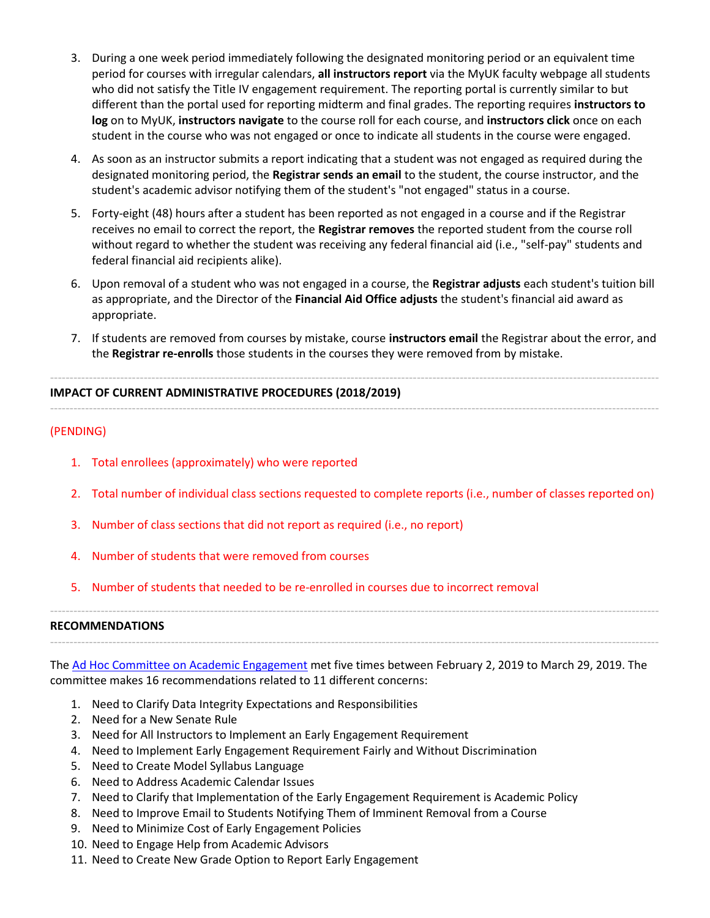3. During a one week period immediately following the designated monitoring period or an equivalent time period for courses with irregular calendars, **all instructors report** via the MyUK faculty webpage all students who did not satisfy the Title IV engagement requirement. The reporting portal is currently similar to but different than the portal used for reporting midterm and final grades. The reporting requires **instructors to log** on to MyUK, **instructors navigate** to the course roll for each course, and **instructors click** once on each student in the course who was not engaged or once to indicate all students in the course were engaged.

4. As soon as an instructor submits a report indicating that a student was not engaged as required during the designated monitoring period, the **Registrar sends an email** to the student, the course instructor, and the student's academic advisor notifying them of the student's "not engaged" status in a course.

5. Forty-eight (48) hours after a student has been reported as not engaged in a course and if the Registrar receives no email to correct the report, the **Registrar removes** the reported student from the course roll without regard to whether the student was receiving any federal financial aid (i.e., "self-pay" students and federal financial aid recipients alike).

6. Upon removal of a student who was not engaged in a course, the **Registrar adjusts** each student's tuition bill as appropriate, and the Director of the **Financial Aid Office adjusts** the student's financial aid award as appropriate.

7. If students are removed from courses by mistake, course **instructors email** the Registrar about the error, and the **Registrar re-enrolls** those students in the courses they were removed from by mistake.

---

## IMPACT OF CURRENT ADMINISTRATIVE PROCEDURES (2018/2019)

---

(PENDING)

1. Total enrollees (approximately) who were reported

2. Total number of individual class sections requested to complete reports (i.e., number of classes reported on)

3. Number of class sections that did not report as required (i.e., no report)

4. Number of students that were removed from courses

5. Number of students that needed to be re-enrolled in courses due to incorrect removal

---

## RECOMMENDATIONS

---

The Ad Hoc Committee on Academic Engagement met five times between February 2, 2019 to March 29, 2019. The committee makes 16 recommendations related to 11 different concerns:

1. Need to Clarify Data Integrity Expectations and Responsibilities
2. Need for a New Senate Rule
3. Need for All Instructors to Implement an Early Engagement Requirement
4. Need to Implement Early Engagement Requirement Fairly and Without Discrimination
5. Need to Create Model Syllabus Language
6. Need to Address Academic Calendar Issues
7. Need to Clarify that Implementation of the Early Engagement Requirement is Academic Policy
8. Need to Improve Email to Students Notifying Them of Imminent Removal from a Course
9. Need to Minimize Cost of Early Engagement Policies
10. Need to Engage Help from Academic Advisors
11. Need to Create New Grade Option to Report Early Engagement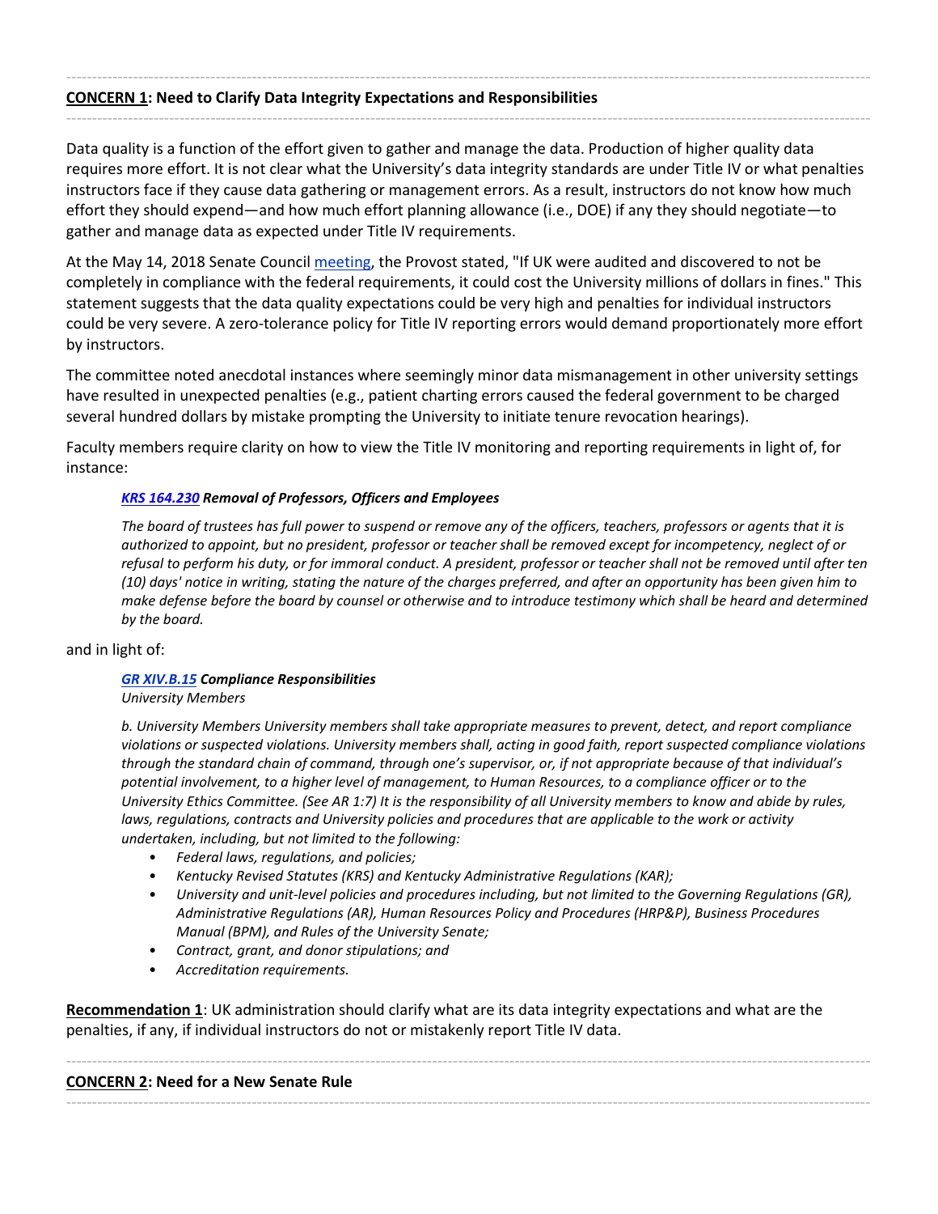---

**CONCERN 1: Need to Clarify Data Integrity Expectations and Responsibilities**

---

Data quality is a function of the effort given to gather and manage the data. Production of higher quality data requires more effort. It is not clear what the University's data integrity standards are under Title IV or what penalties instructors face if they cause data gathering or management errors. As a result, instructors do not know how much effort they should expend—and how much effort planning allowance (i.e., DOE) if any they should negotiate—to gather and manage data as expected under Title IV requirements.

At the May 14, 2018 Senate Council meeting, the Provost stated, "If UK were audited and discovered to not be completely in compliance with the federal requirements, it could cost the University millions of dollars in fines." This statement suggests that the data quality expectations could be very high and penalties for individual instructors could be very severe. A zero-tolerance policy for Title IV reporting errors would demand proportionately more effort by instructors.

The committee noted anecdotal instances where seemingly minor data mismanagement in other university settings have resulted in unexpected penalties (e.g., patient charting errors caused the federal government to be charged several hundred dollars by mistake prompting the University to initiate tenure revocation hearings).

Faculty members require clarity on how to view the Title IV monitoring and reporting requirements in light of, for instance:

> ***KRS 164.230* Removal of Professors, Officers and Employees**
>
> *The board of trustees has full power to suspend or remove any of the officers, teachers, professors or agents that it is authorized to appoint, but no president, professor or teacher shall be removed except for incompetency, neglect of or refusal to perform his duty, or for immoral conduct. A president, professor or teacher shall not be removed until after ten (10) days' notice in writing, stating the nature of the charges preferred, and after an opportunity has been given him to make defense before the board by counsel or otherwise and to introduce testimony which shall be heard and determined by the board.*

and in light of:

> ***GR XIV.B.15* Compliance Responsibilities**
> *University Members*
>
> *b. University Members University members shall take appropriate measures to prevent, detect, and report compliance violations or suspected violations. University members shall, acting in good faith, report suspected compliance violations through the standard chain of command, through one's supervisor, or, if not appropriate because of that individual's potential involvement, to a higher level of management, to Human Resources, to a compliance officer or to the University Ethics Committee. (See AR 1:7) It is the responsibility of all University members to know and abide by rules, laws, regulations, contracts and University policies and procedures that are applicable to the work or activity undertaken, including, but not limited to the following:*
>
> - *Federal laws, regulations, and policies;*
> - *Kentucky Revised Statutes (KRS) and Kentucky Administrative Regulations (KAR);*
> - *University and unit-level policies and procedures including, but not limited to the Governing Regulations (GR), Administrative Regulations (AR), Human Resources Policy and Procedures (HRP&P), Business Procedures Manual (BPM), and Rules of the University Senate;*
> - *Contract, grant, and donor stipulations; and*
> - *Accreditation requirements.*

**Recommendation 1**: UK administration should clarify what are its data integrity expectations and what are the penalties, if any, if individual instructors do not or mistakenly report Title IV data.

---

**CONCERN 2: Need for a New Senate Rule**

---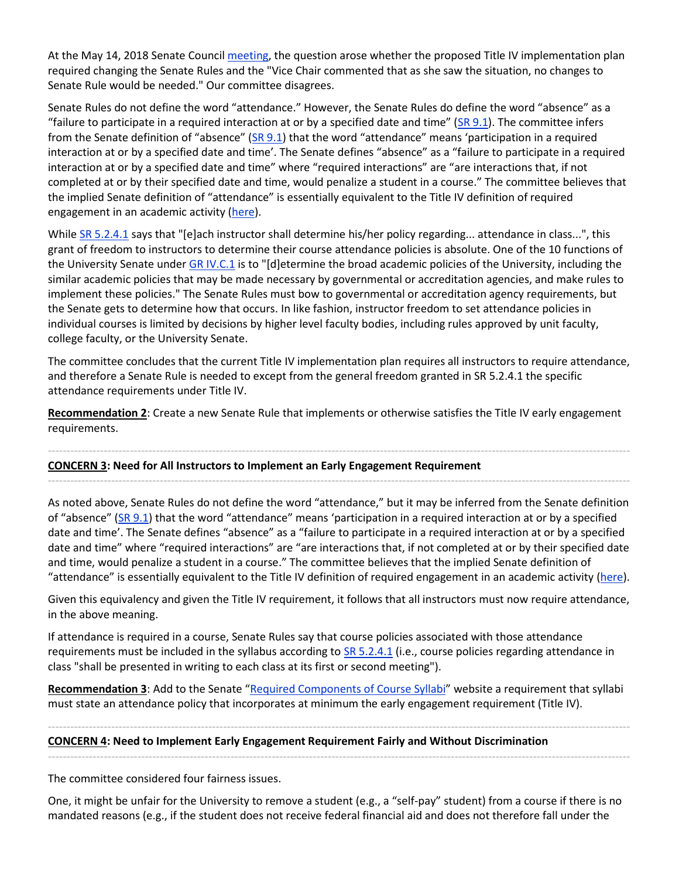At the May 14, 2018 Senate Council meeting, the question arose whether the proposed Title IV implementation plan required changing the Senate Rules and the "Vice Chair commented that as she saw the situation, no changes to Senate Rule would be needed." Our committee disagrees.

Senate Rules do not define the word "attendance." However, the Senate Rules do define the word "absence" as a "failure to participate in a required interaction at or by a specified date and time" (SR 9.1). The committee infers from the Senate definition of "absence" (SR 9.1) that the word "attendance" means 'participation in a required interaction at or by a specified date and time'. The Senate defines "absence" as a "failure to participate in a required interaction at or by a specified date and time" where "required interactions" are "are interactions that, if not completed at or by their specified date and time, would penalize a student in a course." The committee believes that the implied Senate definition of "attendance" is essentially equivalent to the Title IV definition of required engagement in an academic activity (here).

While SR 5.2.4.1 says that "[e]ach instructor shall determine his/her policy regarding... attendance in class...", this grant of freedom to instructors to determine their course attendance policies is absolute. One of the 10 functions of the University Senate under GR IV.C.1 is to "[d]etermine the broad academic policies of the University, including the similar academic policies that may be made necessary by governmental or accreditation agencies, and make rules to implement these policies." The Senate Rules must bow to governmental or accreditation agency requirements, but the Senate gets to determine how that occurs. In like fashion, instructor freedom to set attendance policies in individual courses is limited by decisions by higher level faculty bodies, including rules approved by unit faculty, college faculty, or the University Senate.

The committee concludes that the current Title IV implementation plan requires all instructors to require attendance, and therefore a Senate Rule is needed to except from the general freedom granted in SR 5.2.4.1 the specific attendance requirements under Title IV.

**Recommendation 2**: Create a new Senate Rule that implements or otherwise satisfies the Title IV early engagement requirements.

---

**CONCERN 3: Need for All Instructors to Implement an Early Engagement Requirement**

---

As noted above, Senate Rules do not define the word "attendance," but it may be inferred from the Senate definition of "absence" (SR 9.1) that the word "attendance" means 'participation in a required interaction at or by a specified date and time'. The Senate defines "absence" as a "failure to participate in a required interaction at or by a specified date and time" where "required interactions" are "are interactions that, if not completed at or by their specified date and time, would penalize a student in a course." The committee believes that the implied Senate definition of "attendance" is essentially equivalent to the Title IV definition of required engagement in an academic activity (here).

Given this equivalency and given the Title IV requirement, it follows that all instructors must now require attendance, in the above meaning.

If attendance is required in a course, Senate Rules say that course policies associated with those attendance requirements must be included in the syllabus according to SR 5.2.4.1 (i.e., course policies regarding attendance in class "shall be presented in writing to each class at its first or second meeting").

**Recommendation 3**: Add to the Senate "Required Components of Course Syllabi" website a requirement that syllabi must state an attendance policy that incorporates at minimum the early engagement requirement (Title IV).

---

**CONCERN 4: Need to Implement Early Engagement Requirement Fairly and Without Discrimination**

---

The committee considered four fairness issues.

One, it might be unfair for the University to remove a student (e.g., a "self-pay" student) from a course if there is no mandated reasons (e.g., if the student does not receive federal financial aid and does not therefore fall under the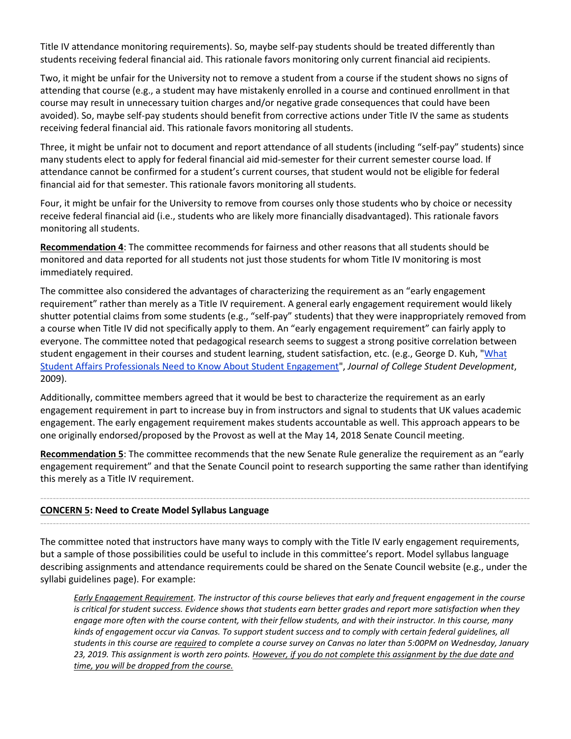Title IV attendance monitoring requirements). So, maybe self-pay students should be treated differently than students receiving federal financial aid. This rationale favors monitoring only current financial aid recipients.

Two, it might be unfair for the University not to remove a student from a course if the student shows no signs of attending that course (e.g., a student may have mistakenly enrolled in a course and continued enrollment in that course may result in unnecessary tuition charges and/or negative grade consequences that could have been avoided). So, maybe self-pay students should benefit from corrective actions under Title IV the same as students receiving federal financial aid. This rationale favors monitoring all students.

Three, it might be unfair not to document and report attendance of all students (including "self-pay" students) since many students elect to apply for federal financial aid mid-semester for their current semester course load. If attendance cannot be confirmed for a student's current courses, that student would not be eligible for federal financial aid for that semester. This rationale favors monitoring all students.

Four, it might be unfair for the University to remove from courses only those students who by choice or necessity receive federal financial aid (i.e., students who are likely more financially disadvantaged). This rationale favors monitoring all students.

**Recommendation 4**: The committee recommends for fairness and other reasons that all students should be monitored and data reported for all students not just those students for whom Title IV monitoring is most immediately required.

The committee also considered the advantages of characterizing the requirement as an "early engagement requirement" rather than merely as a Title IV requirement. A general early engagement requirement would likely shutter potential claims from some students (e.g., "self-pay" students) that they were inappropriately removed from a course when Title IV did not specifically apply to them. An "early engagement requirement" can fairly apply to everyone. The committee noted that pedagogical research seems to suggest a strong positive correlation between student engagement in their courses and student learning, student satisfaction, etc. (e.g., George D. Kuh, "What Student Affairs Professionals Need to Know About Student Engagement", *Journal of College Student Development*, 2009).

Additionally, committee members agreed that it would be best to characterize the requirement as an early engagement requirement in part to increase buy in from instructors and signal to students that UK values academic engagement. The early engagement requirement makes students accountable as well. This approach appears to be one originally endorsed/proposed by the Provost as well at the May 14, 2018 Senate Council meeting.

**Recommendation 5**: The committee recommends that the new Senate Rule generalize the requirement as an "early engagement requirement" and that the Senate Council point to research supporting the same rather than identifying this merely as a Title IV requirement.

---

**CONCERN 5: Need to Create Model Syllabus Language**

---

The committee noted that instructors have many ways to comply with the Title IV early engagement requirements, but a sample of those possibilities could be useful to include in this committee's report. Model syllabus language describing assignments and attendance requirements could be shared on the Senate Council website (e.g., under the syllabi guidelines page). For example:

> *Early Engagement Requirement. The instructor of this course believes that early and frequent engagement in the course is critical for student success. Evidence shows that students earn better grades and report more satisfaction when they engage more often with the course content, with their fellow students, and with their instructor. In this course, many kinds of engagement occur via Canvas. To support student success and to comply with certain federal guidelines, all students in this course are required to complete a course survey on Canvas no later than 5:00PM on Wednesday, January 23, 2019. This assignment is worth zero points. However, if you do not complete this assignment by the due date and time, you will be dropped from the course.*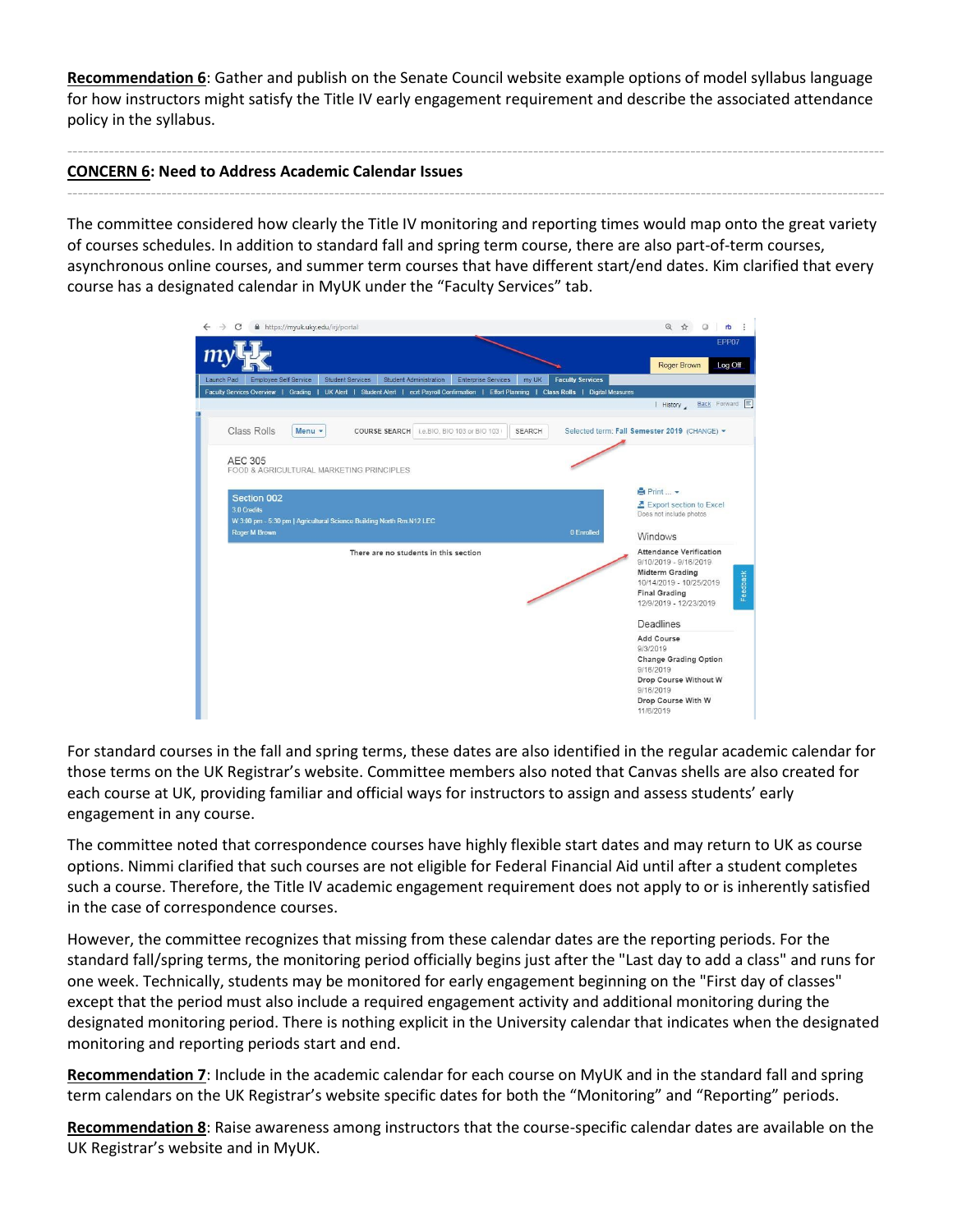**Recommendation 6**: Gather and publish on the Senate Council website example options of model syllabus language for how instructors might satisfy the Title IV early engagement requirement and describe the associated attendance policy in the syllabus.

---

**CONCERN 6: Need to Address Academic Calendar Issues**

---

The committee considered how clearly the Title IV monitoring and reporting times would map onto the great variety of courses schedules. In addition to standard fall and spring term course, there are also part-of-term courses, asynchronous online courses, and summer term courses that have different start/end dates. Kim clarified that every course has a designated calendar in MyUK under the "Faculty Services" tab.

For standard courses in the fall and spring terms, these dates are also identified in the regular academic calendar for those terms on the UK Registrar's website. Committee members also noted that Canvas shells are also created for each course at UK, providing familiar and official ways for instructors to assign and assess students' early engagement in any course.

The committee noted that correspondence courses have highly flexible start dates and may return to UK as course options. Nimmi clarified that such courses are not eligible for Federal Financial Aid until after a student completes such a course. Therefore, the Title IV academic engagement requirement does not apply to or is inherently satisfied in the case of correspondence courses.

However, the committee recognizes that missing from these calendar dates are the reporting periods. For the standard fall/spring terms, the monitoring period officially begins just after the "Last day to add a class" and runs for one week. Technically, students may be monitored for early engagement beginning on the "First day of classes" except that the period must also include a required engagement activity and additional monitoring during the designated monitoring period. There is nothing explicit in the University calendar that indicates when the designated monitoring and reporting periods start and end.

**Recommendation 7**: Include in the academic calendar for each course on MyUK and in the standard fall and spring term calendars on the UK Registrar's website specific dates for both the "Monitoring" and "Reporting" periods.

**Recommendation 8**: Raise awareness among instructors that the course-specific calendar dates are available on the UK Registrar's website and in MyUK.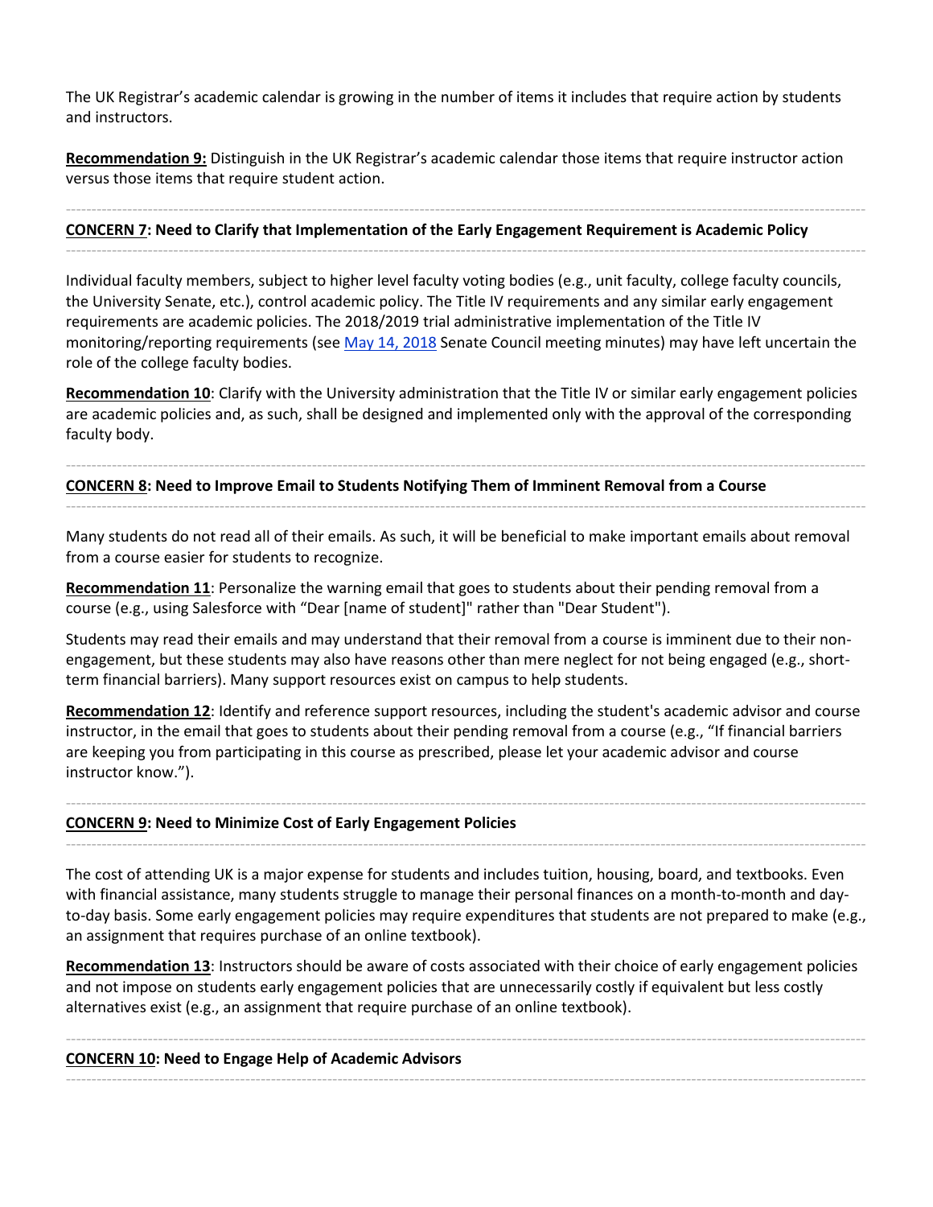The UK Registrar's academic calendar is growing in the number of items it includes that require action by students and instructors.

**Recommendation 9:** Distinguish in the UK Registrar's academic calendar those items that require instructor action versus those items that require student action.

---

**CONCERN 7: Need to Clarify that Implementation of the Early Engagement Requirement is Academic Policy**

---

Individual faculty members, subject to higher level faculty voting bodies (e.g., unit faculty, college faculty councils, the University Senate, etc.), control academic policy. The Title IV requirements and any similar early engagement requirements are academic policies. The 2018/2019 trial administrative implementation of the Title IV monitoring/reporting requirements (see May 14, 2018 Senate Council meeting minutes) may have left uncertain the role of the college faculty bodies.

**Recommendation 10**: Clarify with the University administration that the Title IV or similar early engagement policies are academic policies and, as such, shall be designed and implemented only with the approval of the corresponding faculty body.

---

**CONCERN 8: Need to Improve Email to Students Notifying Them of Imminent Removal from a Course**

---

Many students do not read all of their emails. As such, it will be beneficial to make important emails about removal from a course easier for students to recognize.

**Recommendation 11**: Personalize the warning email that goes to students about their pending removal from a course (e.g., using Salesforce with "Dear [name of student]" rather than "Dear Student").

Students may read their emails and may understand that their removal from a course is imminent due to their non-engagement, but these students may also have reasons other than mere neglect for not being engaged (e.g., short-term financial barriers). Many support resources exist on campus to help students.

**Recommendation 12**: Identify and reference support resources, including the student's academic advisor and course instructor, in the email that goes to students about their pending removal from a course (e.g., "If financial barriers are keeping you from participating in this course as prescribed, please let your academic advisor and course instructor know.").

---

**CONCERN 9: Need to Minimize Cost of Early Engagement Policies**

---

The cost of attending UK is a major expense for students and includes tuition, housing, board, and textbooks. Even with financial assistance, many students struggle to manage their personal finances on a month-to-month and day-to-day basis. Some early engagement policies may require expenditures that students are not prepared to make (e.g., an assignment that requires purchase of an online textbook).

**Recommendation 13**: Instructors should be aware of costs associated with their choice of early engagement policies and not impose on students early engagement policies that are unnecessarily costly if equivalent but less costly alternatives exist (e.g., an assignment that require purchase of an online textbook).

---

**CONCERN 10: Need to Engage Help of Academic Advisors**

---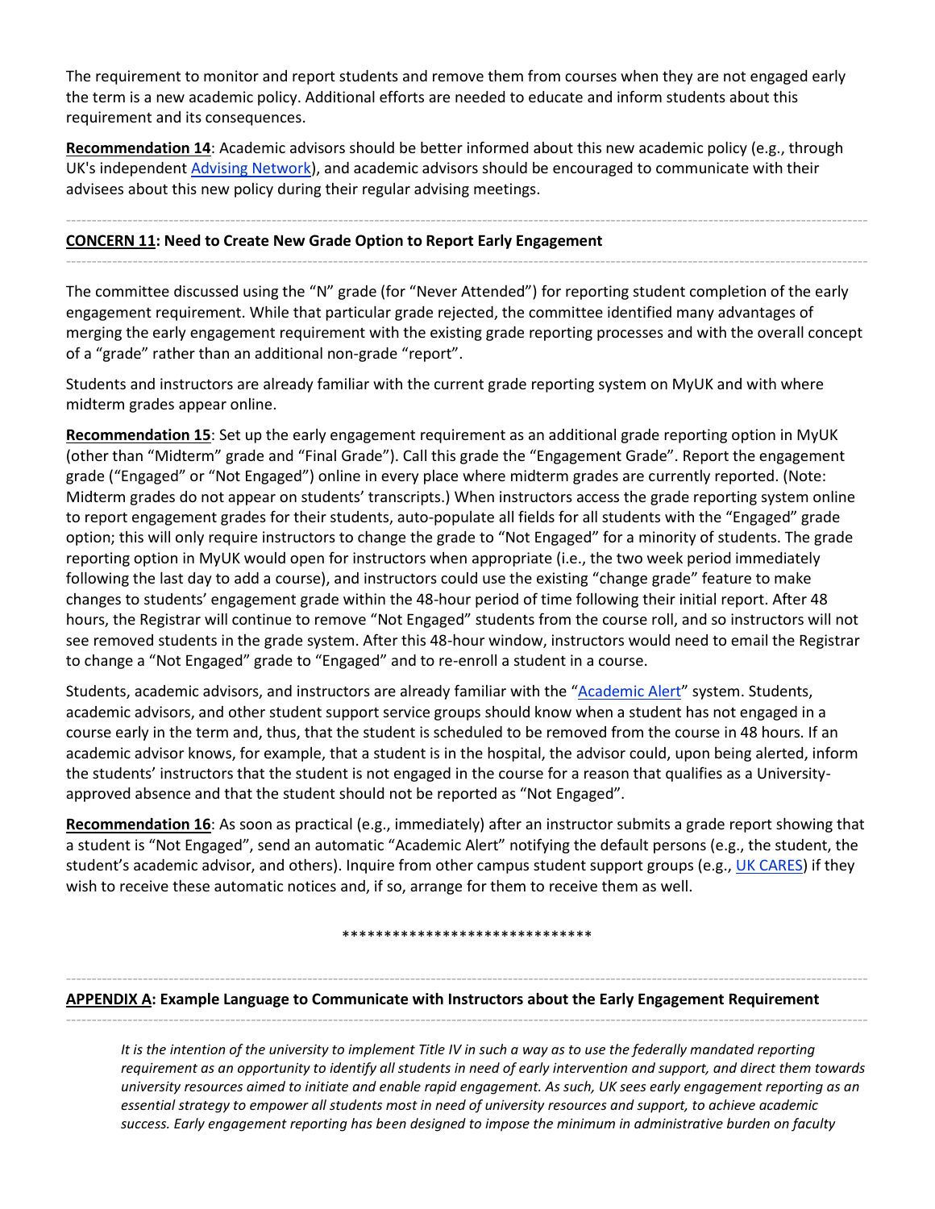The requirement to monitor and report students and remove them from courses when they are not engaged early the term is a new academic policy. Additional efforts are needed to educate and inform students about this requirement and its consequences.

**Recommendation 14**: Academic advisors should be better informed about this new academic policy (e.g., through UK's independent Advising Network), and academic advisors should be encouraged to communicate with their advisees about this new policy during their regular advising meetings.

---

**CONCERN 11: Need to Create New Grade Option to Report Early Engagement**

---

The committee discussed using the "N" grade (for "Never Attended") for reporting student completion of the early engagement requirement. While that particular grade rejected, the committee identified many advantages of merging the early engagement requirement with the existing grade reporting processes and with the overall concept of a "grade" rather than an additional non-grade "report".

Students and instructors are already familiar with the current grade reporting system on MyUK and with where midterm grades appear online.

**Recommendation 15**: Set up the early engagement requirement as an additional grade reporting option in MyUK (other than "Midterm" grade and "Final Grade"). Call this grade the "Engagement Grade". Report the engagement grade ("Engaged" or "Not Engaged") online in every place where midterm grades are currently reported. (Note: Midterm grades do not appear on students' transcripts.) When instructors access the grade reporting system online to report engagement grades for their students, auto-populate all fields for all students with the "Engaged" grade option; this will only require instructors to change the grade to "Not Engaged" for a minority of students. The grade reporting option in MyUK would open for instructors when appropriate (i.e., the two week period immediately following the last day to add a course), and instructors could use the existing "change grade" feature to make changes to students' engagement grade within the 48-hour period of time following their initial report. After 48 hours, the Registrar will continue to remove "Not Engaged" students from the course roll, and so instructors will not see removed students in the grade system. After this 48-hour window, instructors would need to email the Registrar to change a "Not Engaged" grade to "Engaged" and to re-enroll a student in a course.

Students, academic advisors, and instructors are already familiar with the "Academic Alert" system. Students, academic advisors, and other student support service groups should know when a student has not engaged in a course early in the term and, thus, that the student is scheduled to be removed from the course in 48 hours. If an academic advisor knows, for example, that a student is in the hospital, the advisor could, upon being alerted, inform the students' instructors that the student is not engaged in the course for a reason that qualifies as a University-approved absence and that the student should not be reported as "Not Engaged".

**Recommendation 16**: As soon as practical (e.g., immediately) after an instructor submits a grade report showing that a student is "Not Engaged", send an automatic "Academic Alert" notifying the default persons (e.g., the student, the student's academic advisor, and others). Inquire from other campus student support groups (e.g., UK CARES) if they wish to receive these automatic notices and, if so, arrange for them to receive them as well.

******************************

---

**APPENDIX A: Example Language to Communicate with Instructors about the Early Engagement Requirement**

---

> *It is the intention of the university to implement Title IV in such a way as to use the federally mandated reporting requirement as an opportunity to identify all students in need of early intervention and support, and direct them towards university resources aimed to initiate and enable rapid engagement. As such, UK sees early engagement reporting as an essential strategy to empower all students most in need of university resources and support, to achieve academic success. Early engagement reporting has been designed to impose the minimum in administrative burden on faculty*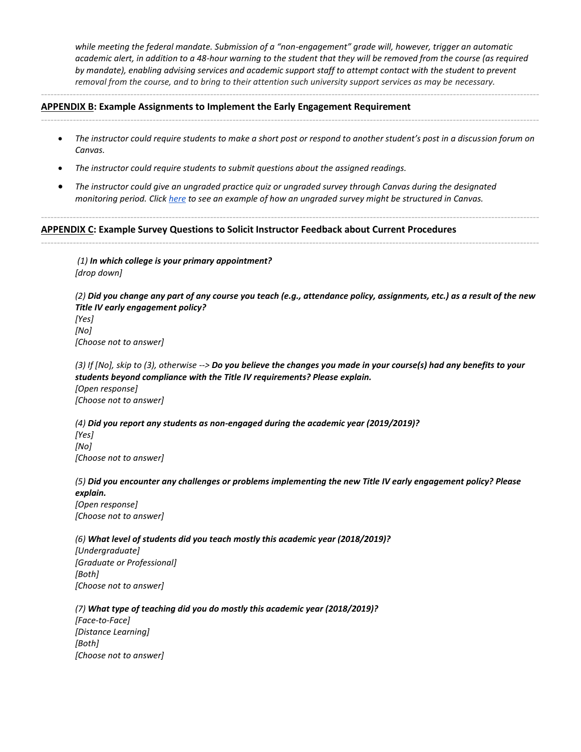*while meeting the federal mandate. Submission of a "non-engagement" grade will, however, trigger an automatic academic alert, in addition to a 48-hour warning to the student that they will be removed from the course (as required by mandate), enabling advising services and academic support staff to attempt contact with the student to prevent removal from the course, and to bring to their attention such university support services as may be necessary.*

---

## **<u>APPENDIX B</u>: Example Assignments to Implement the Early Engagement Requirement**

---

- *The instructor could require students to make a short post or respond to another student's post in a discussion forum on Canvas.*
- *The instructor could require students to submit questions about the assigned readings.*
- *The instructor could give an ungraded practice quiz or ungraded survey through Canvas during the designated monitoring period. Click here to see an example of how an ungraded survey might be structured in Canvas.*

---

## **<u>APPENDIX C</u>: Example Survey Questions to Solicit Instructor Feedback about Current Procedures**

---

*(1)* ***In which college is your primary appointment?***
*[drop down]*

*(2)* ***Did you change any part of any course you teach (e.g., attendance policy, assignments, etc.) as a result of the new Title IV early engagement policy?***
*[Yes]*
*[No]*
*[Choose not to answer]*

*(3) If [No], skip to (3), otherwise -->* ***Do you believe the changes you made in your course(s) had any benefits to your students beyond compliance with the Title IV requirements? Please explain.***
*[Open response]*
*[Choose not to answer]*

*(4)* ***Did you report any students as non-engaged during the academic year (2019/2019)?***
*[Yes]*
*[No]*
*[Choose not to answer]*

*(5)* ***Did you encounter any challenges or problems implementing the new Title IV early engagement policy? Please explain.***
*[Open response]*
*[Choose not to answer]*

*(6)* ***What level of students did you teach mostly this academic year (2018/2019)?***
*[Undergraduate]*
*[Graduate or Professional]*
*[Both]*
*[Choose not to answer]*

*(7)* ***What type of teaching did you do mostly this academic year (2018/2019)?***
*[Face-to-Face]*
*[Distance Learning]*
*[Both]*
*[Choose not to answer]*